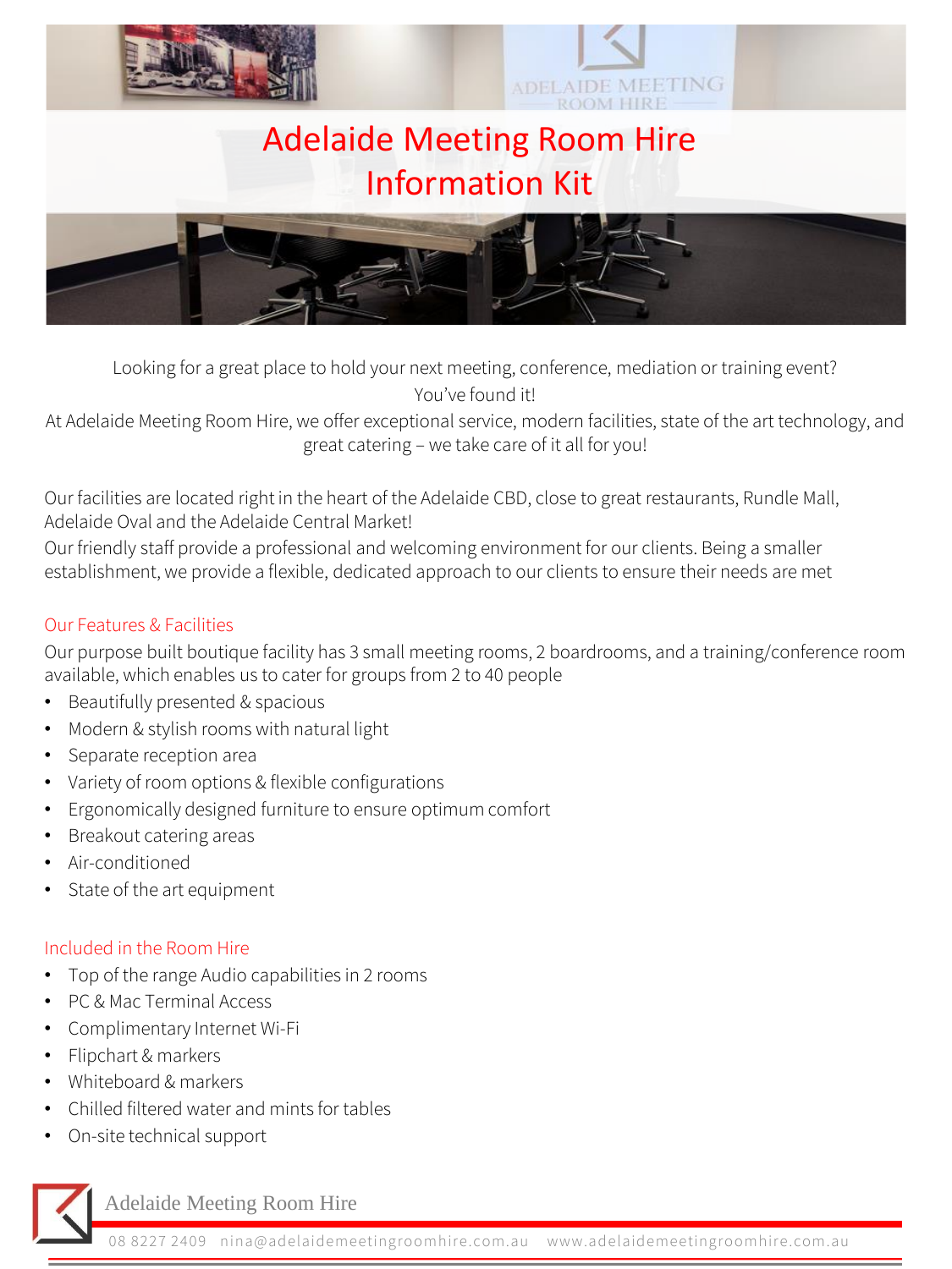# Adelaide Meeting Room Hire Information Kit

Looking for a great place to hold your next meeting, conference, mediation or training event?
You've found it!
At Adelaide Meeting Room Hire, we offer exceptional service, modern facilities, state of the art technology, and great catering – we take care of it all for you!

Our facilities are located right in the heart of the Adelaide CBD, close to great restaurants, Rundle Mall, Adelaide Oval and the Adelaide Central Market!
Our friendly staff provide a professional and welcoming environment for our clients. Being a smaller establishment, we provide a flexible, dedicated approach to our clients to ensure their needs are met

## Our Features & Facilities

Our purpose built boutique facility has 3 small meeting rooms, 2 boardrooms, and a training/conference room available, which enables us to cater for groups from 2 to 40 people

- Beautifully presented & spacious
- Modern & stylish rooms with natural light
- Separate reception area
- Variety of room options & flexible configurations
- Ergonomically designed furniture to ensure optimum comfort
- Breakout catering areas
- Air-conditioned
- State of the art equipment

## Included in the Room Hire

- Top of the range Audio capabilities in 2 rooms
- PC & Mac Terminal Access
- Complimentary Internet Wi-Fi
- Flipchart & markers
- Whiteboard & markers
- Chilled filtered water and mints for tables
- On-site technical support

Adelaide Meeting Room Hire

08 8227 2409 nina@adelaidemeetingroomhire.com.au www.adelaidemeetingroomhire.com.au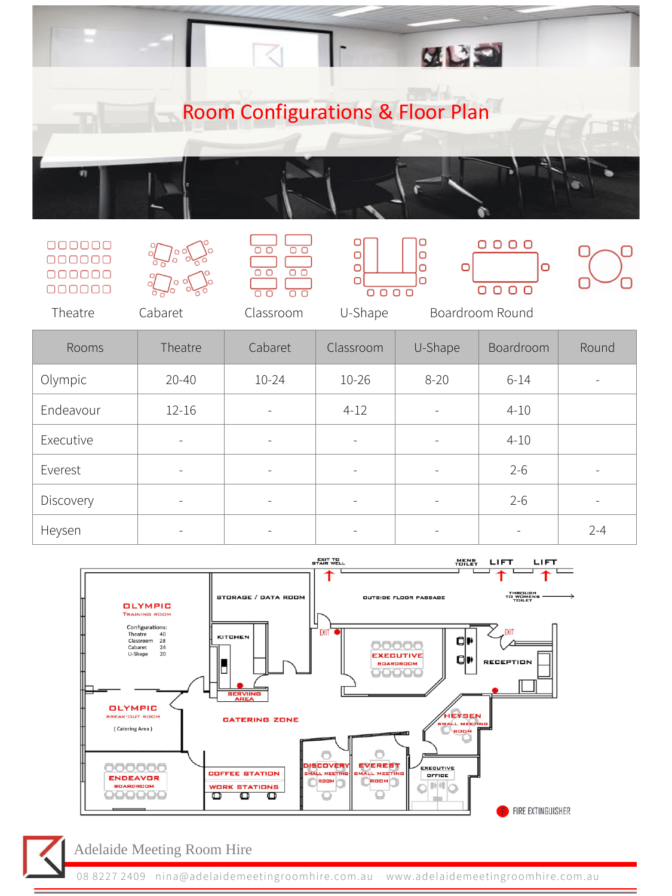# Room Configurations & Floor Plan

Theatre　Cabaret　Classroom　U-Shape　Boardroom Round

| Rooms | Theatre | Cabaret | Classroom | U-Shape | Boardroom | Round |
|---|---|---|---|---|---|---|
| Olympic | 20-40 | 10-24 | 10-26 | 8-20 | 6-14 | - |
| Endeavour | 12-16 | - | 4-12 | - | 4-10 | |
| Executive | - | - | - | - | 4-10 | |
| Everest | - | - | - | - | 2-6 | - |
| Discovery | - | - | - | - | 2-6 | - |
| Heysen | - | - | - | - | - | 2-4 |

EXIT TO STAIR WELL　MENS TOILET　LIFT　LIFT

OLYMPIC TRAINING ROOM

Configurations:
Theatre 40
Classroom 28
Cabaret 24
U-Shape 20

STORAGE / DATA ROOM　OUTSIDE FLOOR PASSAGE　THROUGH TO WOMENS TOILET

KITCHEN　EXIT　EXECUTIVE BOARDROOM　EXIT　RECEPTION

SERVING AREA

OLYMPIC BREAK-OUT ROOM (Catering Area)

CATERING ZONE

HEYSEN SMALL MEETING ROOM

ENDEAVOR BOARDROOM　COFFEE STATION　WORK STATIONS　DISCOVERY SMALL MEETING ROOM　EVEREST SMALL MEETING ROOM　EXECUTIVE OFFICE

FIRE EXTINGUISHER

Adelaide Meeting Room Hire

08 8227 2409　nina@adelaidemeetingroomhire.com.au　www.adelaidemeetingroomhire.com.au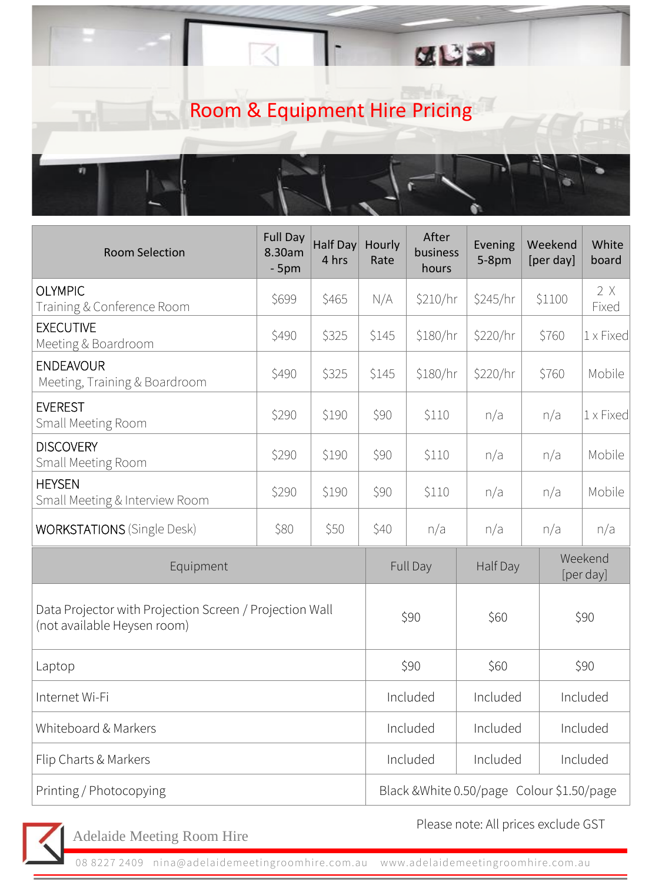# Room & Equipment Hire Pricing

| Room Selection | Full Day 8.30am - 5pm | Half Day 4 hrs | Hourly Rate | After business hours | Evening 5-8pm | Weekend [per day] | White board |
|---|---|---|---|---|---|---|---|
| OLYMPIC<br>Training & Conference Room | $699 | $465 | N/A | $210/hr | $245/hr | $1100 | 2 X Fixed |
| EXECUTIVE<br>Meeting & Boardroom | $490 | $325 | $145 | $180/hr | $220/hr | $760 | 1 x Fixed |
| ENDEAVOUR<br>Meeting, Training & Boardroom | $490 | $325 | $145 | $180/hr | $220/hr | $760 | Mobile |
| EVEREST<br>Small Meeting Room | $290 | $190 | $90 | $110 | n/a | n/a | 1 x Fixed |
| DISCOVERY<br>Small Meeting Room | $290 | $190 | $90 | $110 | n/a | n/a | Mobile |
| HEYSEN<br>Small Meeting & Interview Room | $290 | $190 | $90 | $110 | n/a | n/a | Mobile |
| WORKSTATIONS (Single Desk) | $80 | $50 | $40 | n/a | n/a | n/a | n/a |

| Equipment | Full Day | Half Day | Weekend [per day] |
|---|---|---|---|
| Data Projector with Projection Screen / Projection Wall (not available Heysen room) | $90 | $60 | $90 |
| Laptop | $90 | $60 | $90 |
| Internet Wi-Fi | Included | Included | Included |
| Whiteboard & Markers | Included | Included | Included |
| Flip Charts & Markers | Included | Included | Included |
| Printing / Photocopying | Black &White 0.50/page Colour $1.50/page | | |

Please note: All prices exclude GST

Adelaide Meeting Room Hire

08 8227 2409 nina@adelaidemeetingroomhire.com.au www.adelaidemeetingroomhire.com.au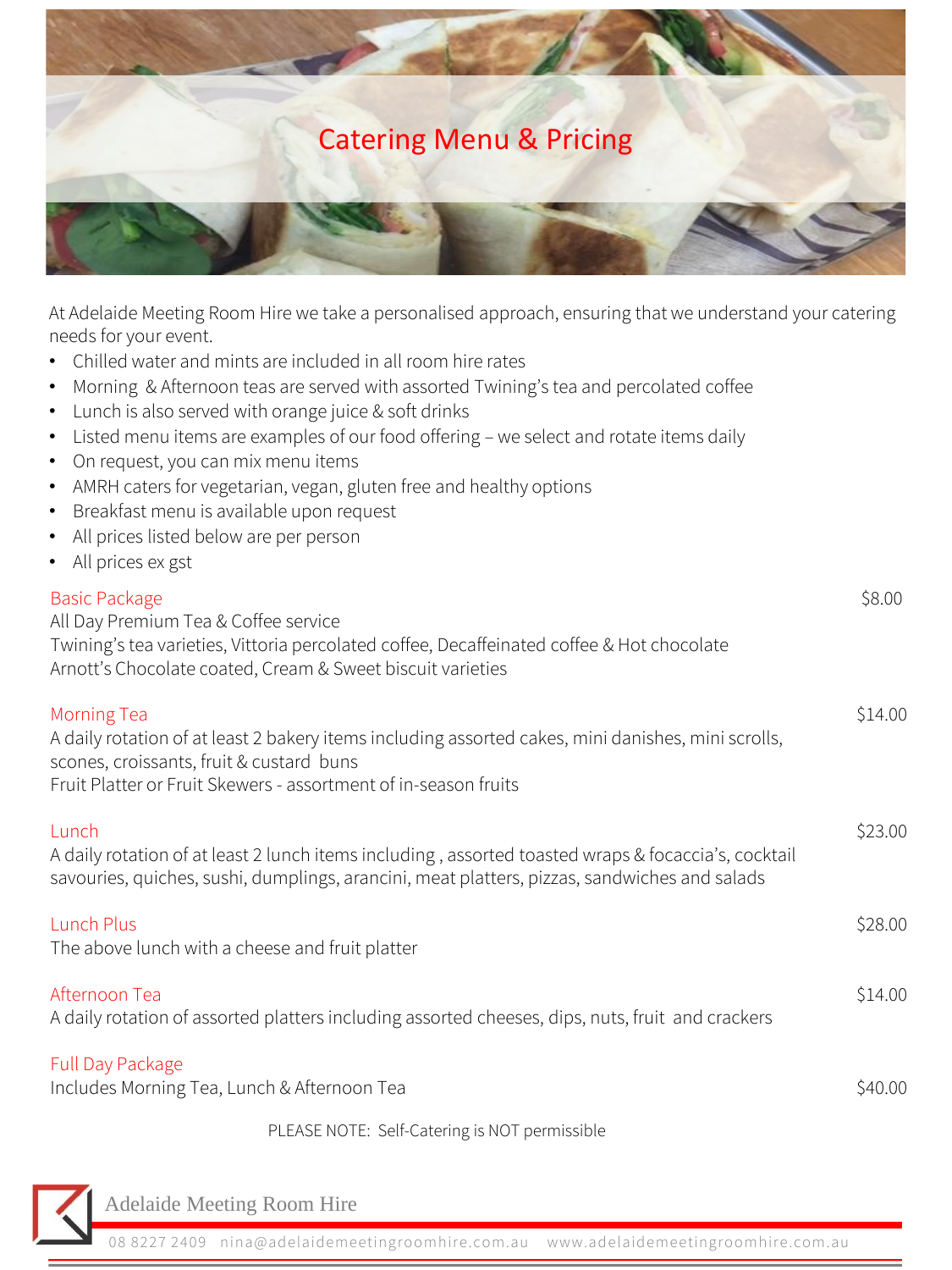# Catering Menu & Pricing

At Adelaide Meeting Room Hire we take a personalised approach, ensuring that we understand your catering needs for your event.

- Chilled water and mints are included in all room hire rates
- Morning & Afternoon teas are served with assorted Twining's tea and percolated coffee
- Lunch is also served with orange juice & soft drinks
- Listed menu items are examples of our food offering – we select and rotate items daily
- On request, you can mix menu items
- AMRH caters for vegetarian, vegan, gluten free and healthy options
- Breakfast menu is available upon request
- All prices listed below are per person
- All prices ex gst

## Basic Package — $8.00

All Day Premium Tea & Coffee service
Twining's tea varieties, Vittoria percolated coffee, Decaffeinated coffee & Hot chocolate
Arnott's Chocolate coated, Cream & Sweet biscuit varieties

## Morning Tea — $14.00

A daily rotation of at least 2 bakery items including assorted cakes, mini danishes, mini scrolls, scones, croissants, fruit & custard buns
Fruit Platter or Fruit Skewers - assortment of in-season fruits

## Lunch — $23.00

A daily rotation of at least 2 lunch items including , assorted toasted wraps & focaccia's, cocktail savouries, quiches, sushi, dumplings, arancini, meat platters, pizzas, sandwiches and salads

## Lunch Plus — $28.00

The above lunch with a cheese and fruit platter

## Afternoon Tea — $14.00

A daily rotation of assorted platters including assorted cheeses, dips, nuts, fruit and crackers

## Full Day Package — $40.00

Includes Morning Tea, Lunch & Afternoon Tea

PLEASE NOTE: Self-Catering is NOT permissible

Adelaide Meeting Room Hire

08 8227 2409 nina@adelaidemeetingroomhire.com.au www.adelaidemeetingroomhire.com.au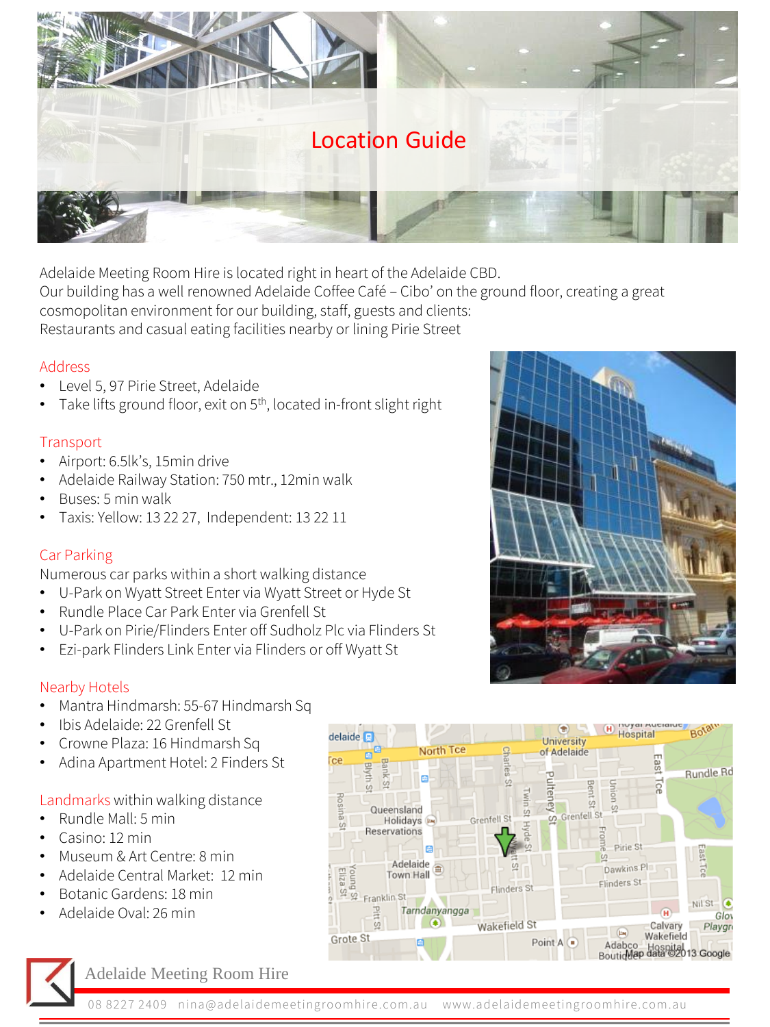# Location Guide

Adelaide Meeting Room Hire is located right in heart of the Adelaide CBD.
Our building has a well renowned Adelaide Coffee Café – Cibo' on the ground floor, creating a great cosmopolitan environment for our building, staff, guests and clients:
Restaurants and casual eating facilities nearby or lining Pirie Street

## Address

- Level 5, 97 Pirie Street, Adelaide
- Take lifts ground floor, exit on 5th, located in-front slight right

## Transport

- Airport: 6.5lk's, 15min drive
- Adelaide Railway Station: 750 mtr., 12min walk
- Buses: 5 min walk
- Taxis: Yellow: 13 22 27, Independent: 13 22 11

## Car Parking

Numerous car parks within a short walking distance

- U-Park on Wyatt Street Enter via Wyatt Street or Hyde St
- Rundle Place Car Park Enter via Grenfell St
- U-Park on Pirie/Flinders Enter off Sudholz Plc via Flinders St
- Ezi-park Flinders Link Enter via Flinders or off Wyatt St

## Nearby Hotels

- Mantra Hindmarsh: 55-67 Hindmarsh Sq
- Ibis Adelaide: 22 Grenfell St
- Crowne Plaza: 16 Hindmarsh Sq
- Adina Apartment Hotel: 2 Finders St

## Landmarks within walking distance

- Rundle Mall: 5 min
- Casino: 12 min
- Museum & Art Centre: 8 min
- Adelaide Central Market: 12 min
- Botanic Gardens: 18 min
- Adelaide Oval: 26 min

Map data ©2013 Google

Adelaide Meeting Room Hire

08 8227 2409 nina@adelaidemeetingroomhire.com.au www.adelaidemeetingroomhire.com.au